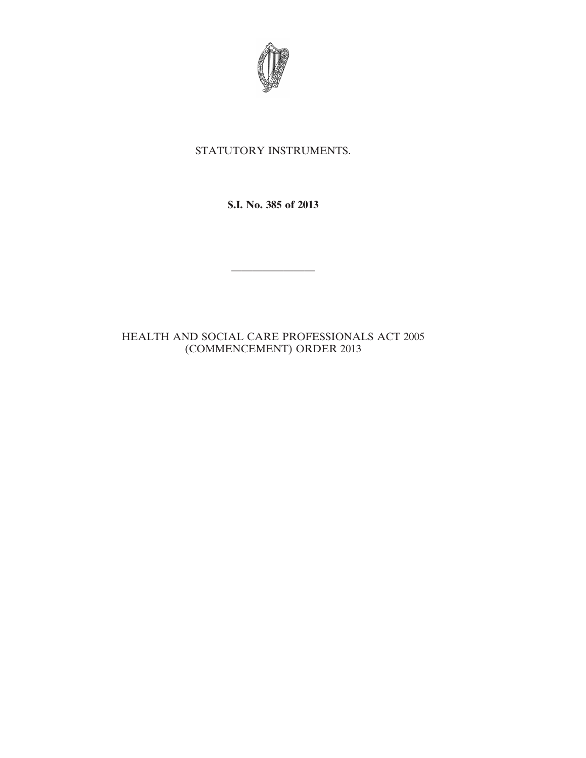STATUTORY INSTRUMENTS.

**S.I. No. 385 of 2013**

---

HEALTH AND SOCIAL CARE PROFESSIONALS ACT 2005 (COMMENCEMENT) ORDER 2013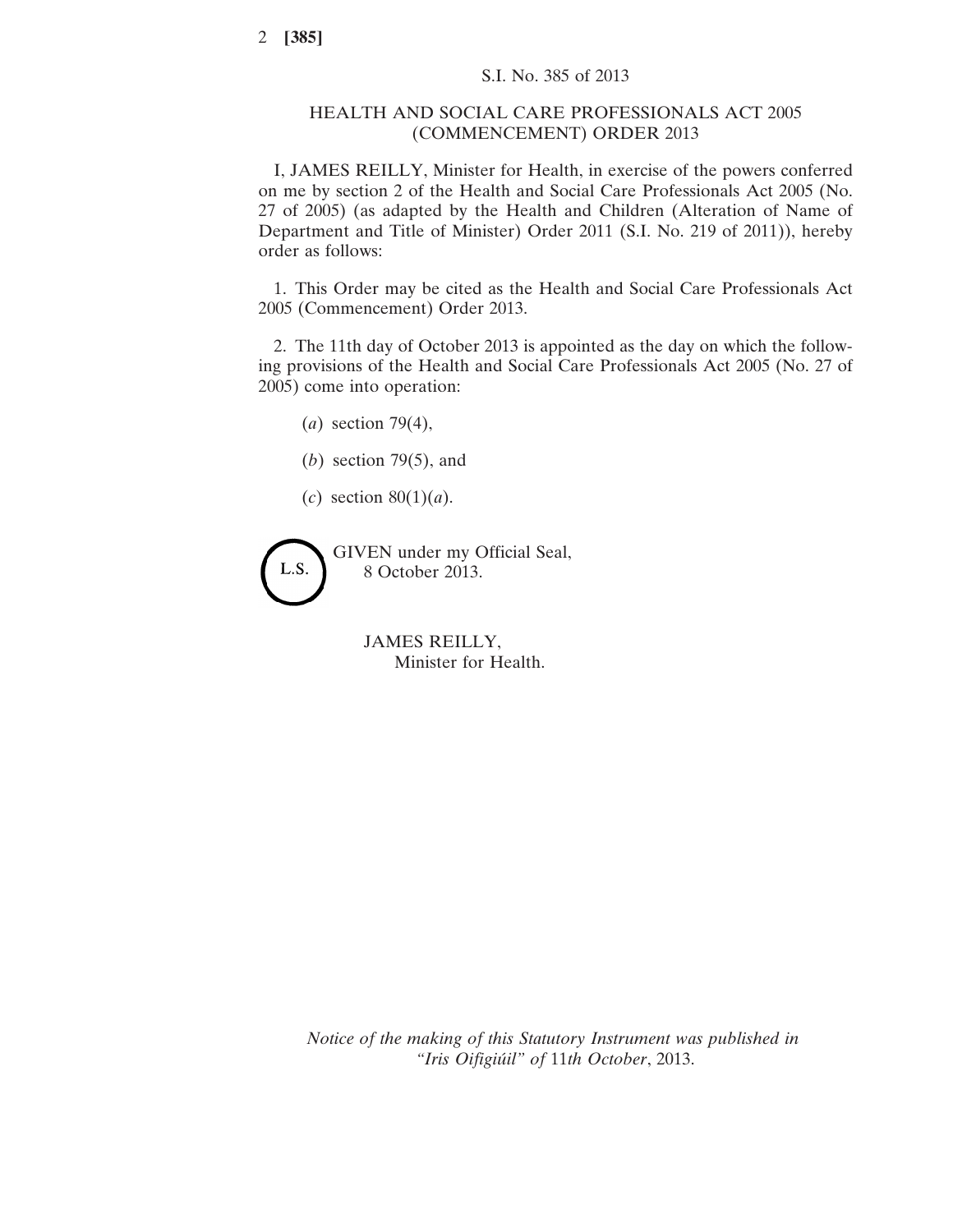S.I. No. 385 of 2013

# HEALTH AND SOCIAL CARE PROFESSIONALS ACT 2005 (COMMENCEMENT) ORDER 2013

I, JAMES REILLY, Minister for Health, in exercise of the powers conferred on me by section 2 of the Health and Social Care Professionals Act 2005 (No. 27 of 2005) (as adapted by the Health and Children (Alteration of Name of Department and Title of Minister) Order 2011 (S.I. No. 219 of 2011)), hereby order as follows:

1. This Order may be cited as the Health and Social Care Professionals Act 2005 (Commencement) Order 2013.

2. The 11th day of October 2013 is appointed as the day on which the following provisions of the Health and Social Care Professionals Act 2005 (No. 27 of 2005) come into operation:

(*a*) section 79(4),

(*b*) section 79(5), and

(*c*) section 80(1)(*a*).

L.S.

GIVEN under my Official Seal,
8 October 2013.

JAMES REILLY,
Minister for Health.

*Notice of the making of this Statutory Instrument was published in "Iris Oifigiúil" of* 11*th October*, 2013.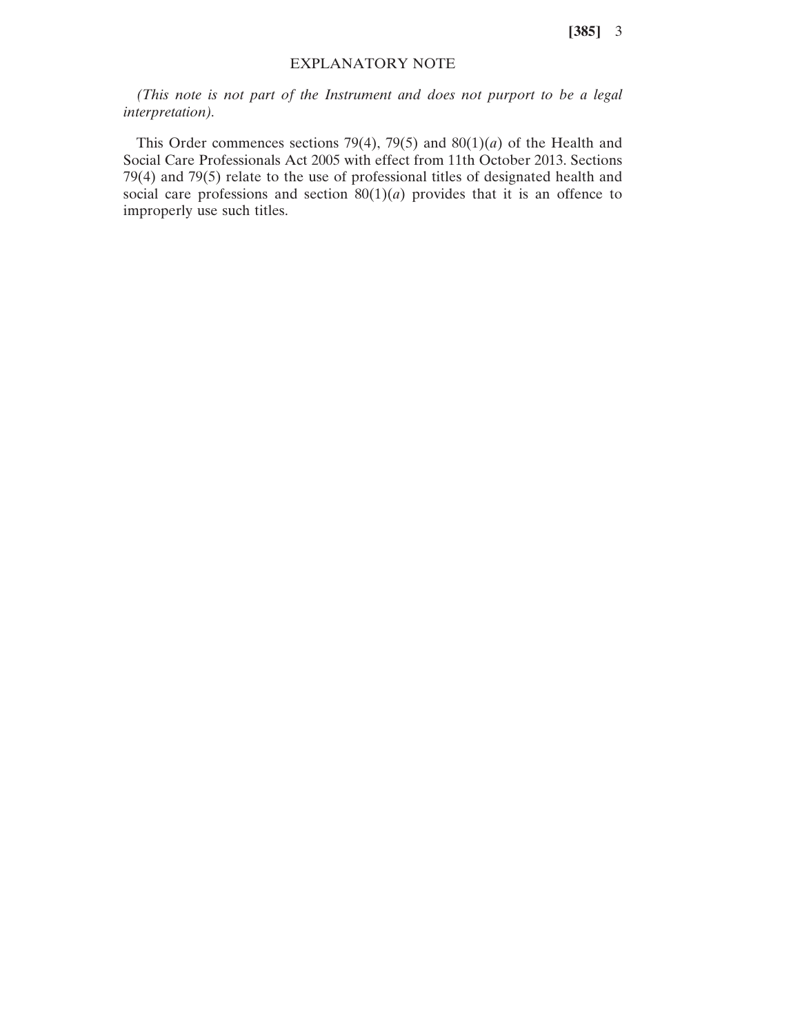## EXPLANATORY NOTE

*(This note is not part of the Instrument and does not purport to be a legal interpretation).*

This Order commences sections 79(4), 79(5) and 80(1)(*a*) of the Health and Social Care Professionals Act 2005 with effect from 11th October 2013. Sections 79(4) and 79(5) relate to the use of professional titles of designated health and social care professions and section 80(1)(*a*) provides that it is an offence to improperly use such titles.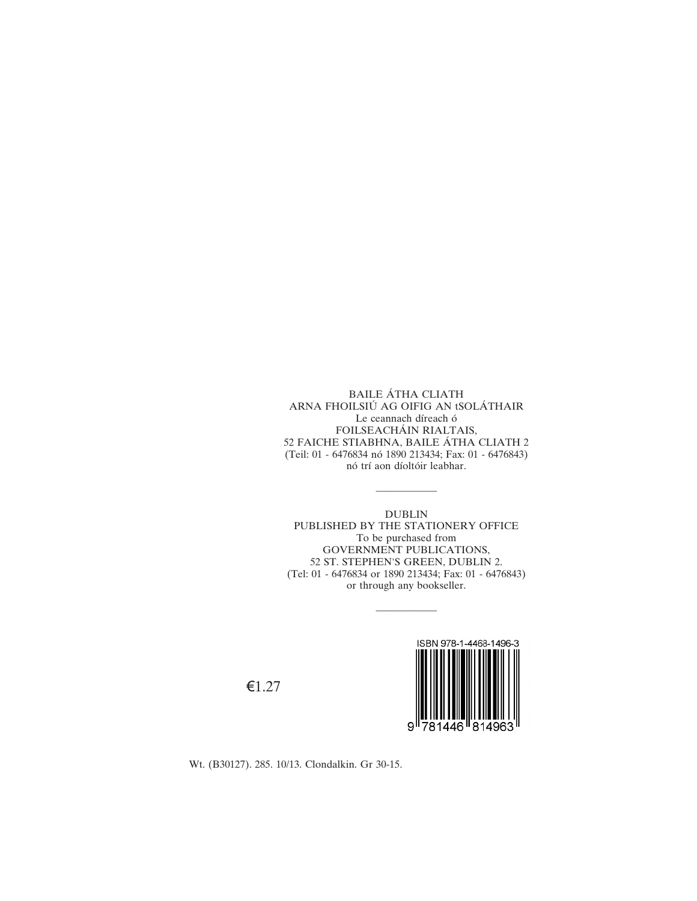BAILE ÁTHA CLIATH
ARNA FHOILSIÚ AG OIFIG AN tSOLÁTHAIR
Le ceannach díreach ó
FOILSEACHÁIN RIALTAIS,
52 FAICHE STIABHNA, BAILE ÁTHA CLIATH 2
(Teil: 01 - 6476834 nó 1890 213434; Fax: 01 - 6476843)
nó trí aon díoltóir leabhar.

---

DUBLIN
PUBLISHED BY THE STATIONERY OFFICE
To be purchased from
GOVERNMENT PUBLICATIONS,
52 ST. STEPHEN'S GREEN, DUBLIN 2.
(Tel: 01 - 6476834 or 1890 213434; Fax: 01 - 6476843)
or through any bookseller.

---

€1.27

ISBN 978-1-4468-1496-3

9 781446 814963

Wt. (B30127). 285. 10/13. Clondalkin. Gr 30-15.